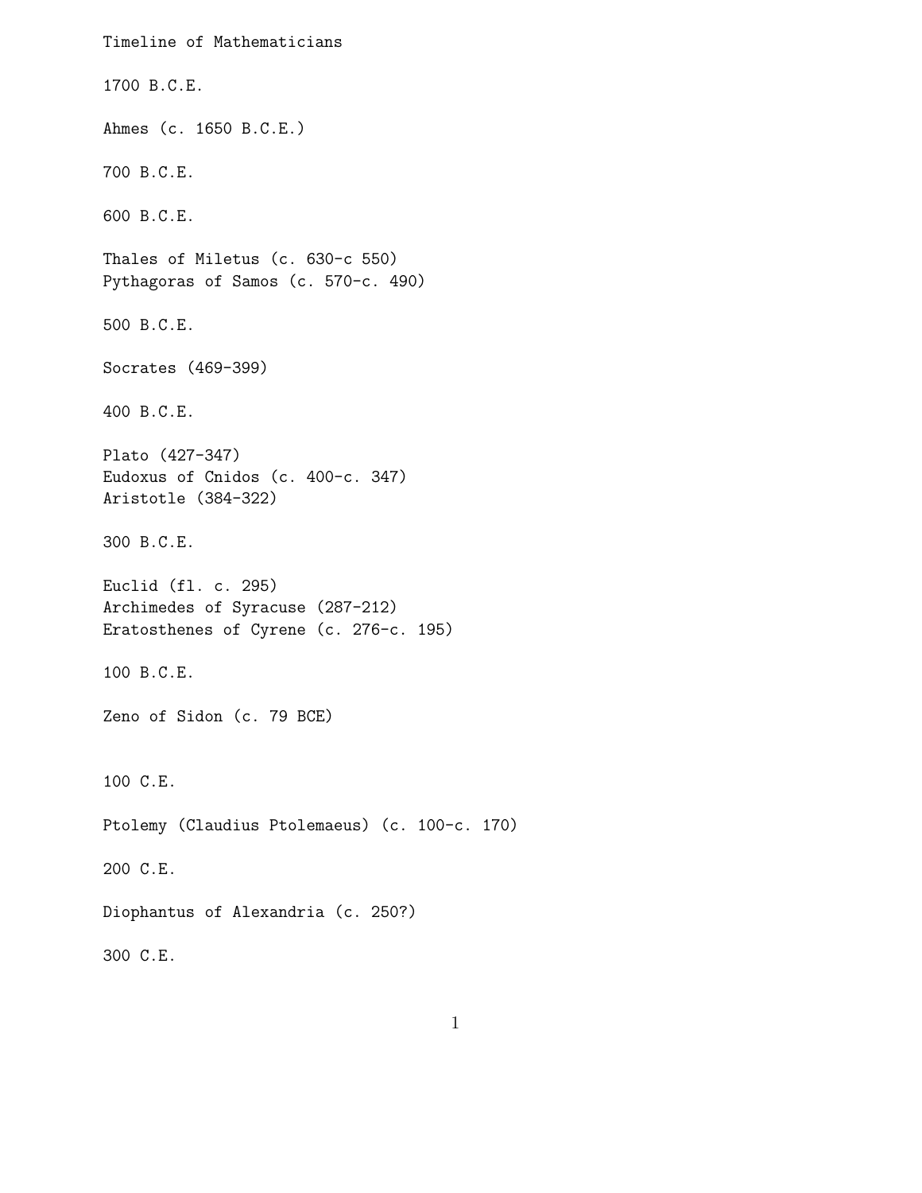# Timeline of Mathematicians

1700 B.C.E.

Ahmes (c. 1650 B.C.E.)

700 B.C.E.

600 B.C.E.

Thales of Miletus (c. 630-c 550)
Pythagoras of Samos (c. 570-c. 490)

500 B.C.E.

Socrates (469-399)

400 B.C.E.

Plato (427-347)
Eudoxus of Cnidos (c. 400-c. 347)
Aristotle (384-322)

300 B.C.E.

Euclid (fl. c. 295)
Archimedes of Syracuse (287-212)
Eratosthenes of Cyrene (c. 276-c. 195)

100 B.C.E.

Zeno of Sidon (c. 79 BCE)

100 C.E.

Ptolemy (Claudius Ptolemaeus) (c. 100-c. 170)

200 C.E.

Diophantus of Alexandria (c. 250?)

300 C.E.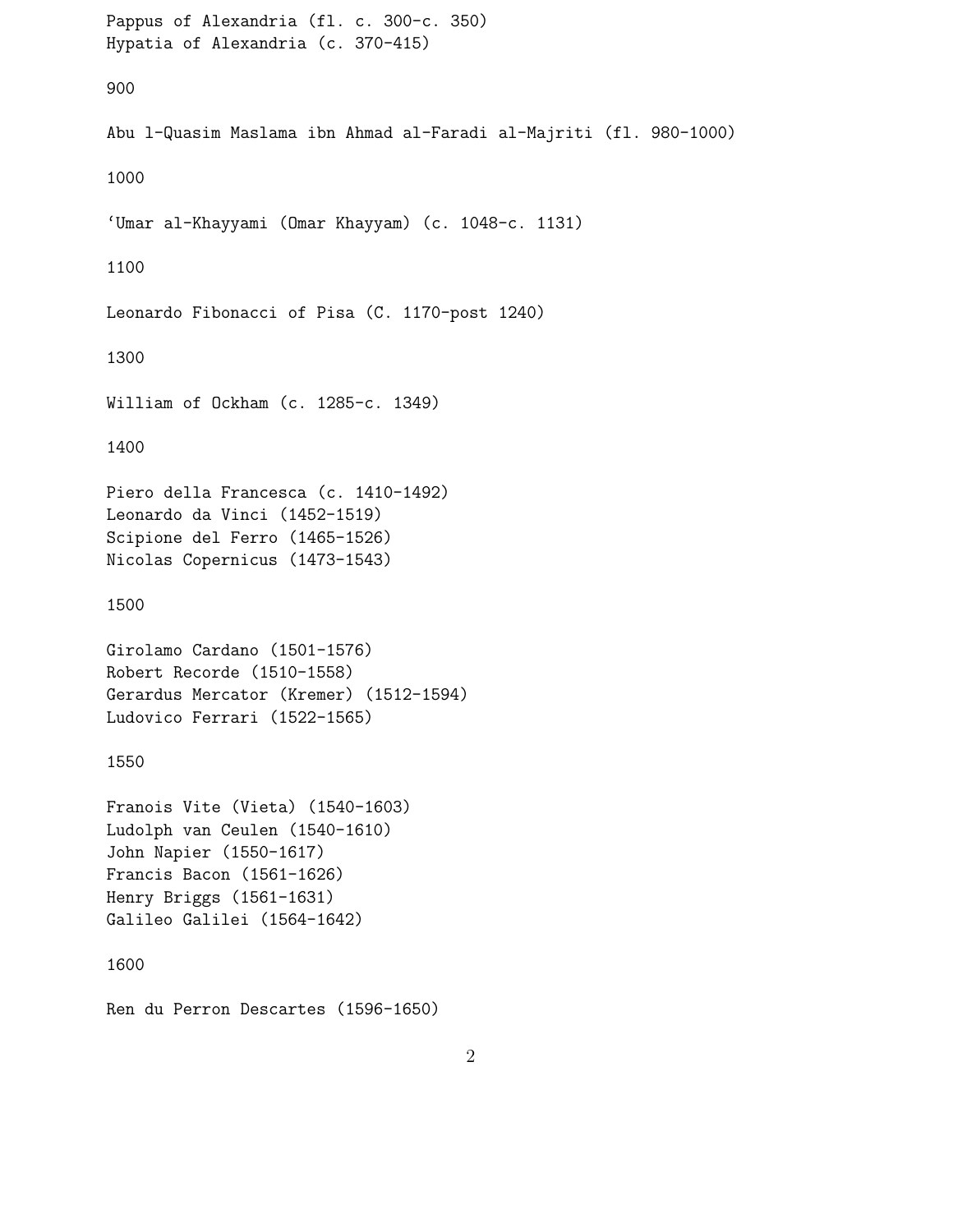Pappus of Alexandria (fl. c. 300-c. 350)
Hypatia of Alexandria (c. 370-415)

900

Abu l-Quasim Maslama ibn Ahmad al-Faradi al-Majriti (fl. 980-1000)

1000

‘Umar al-Khayyami (Omar Khayyam) (c. 1048-c. 1131)

1100

Leonardo Fibonacci of Pisa (C. 1170-post 1240)

1300

William of Ockham (c. 1285-c. 1349)

1400

Piero della Francesca (c. 1410-1492)
Leonardo da Vinci (1452-1519)
Scipione del Ferro (1465-1526)
Nicolas Copernicus (1473-1543)

1500

Girolamo Cardano (1501-1576)
Robert Recorde (1510-1558)
Gerardus Mercator (Kremer) (1512-1594)
Ludovico Ferrari (1522-1565)

1550

Franois Vite (Vieta) (1540-1603)
Ludolph van Ceulen (1540-1610)
John Napier (1550-1617)
Francis Bacon (1561-1626)
Henry Briggs (1561-1631)
Galileo Galilei (1564-1642)

1600

Ren du Perron Descartes (1596-1650)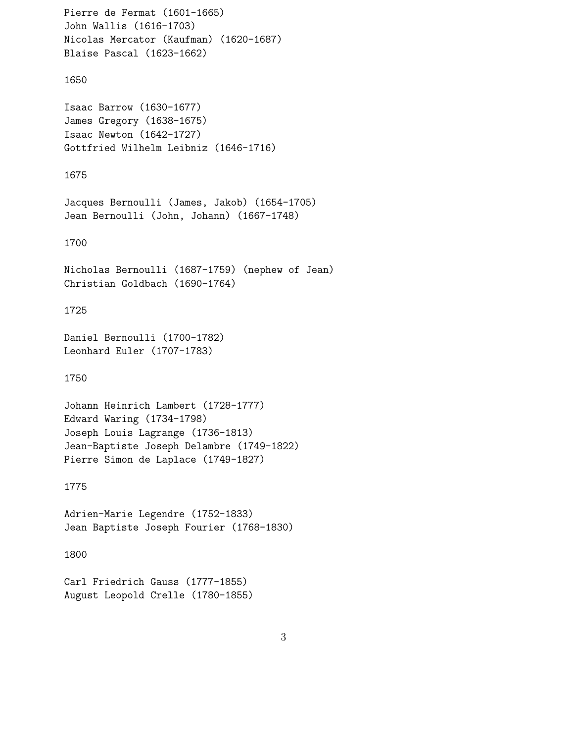Pierre de Fermat (1601-1665)
John Wallis (1616-1703)
Nicolas Mercator (Kaufman) (1620-1687)
Blaise Pascal (1623-1662)

1650

Isaac Barrow (1630-1677)
James Gregory (1638-1675)
Isaac Newton (1642-1727)
Gottfried Wilhelm Leibniz (1646-1716)

1675

Jacques Bernoulli (James, Jakob) (1654-1705)
Jean Bernoulli (John, Johann) (1667-1748)

1700

Nicholas Bernoulli (1687-1759) (nephew of Jean)
Christian Goldbach (1690-1764)

1725

Daniel Bernoulli (1700-1782)
Leonhard Euler (1707-1783)

1750

Johann Heinrich Lambert (1728-1777)
Edward Waring (1734-1798)
Joseph Louis Lagrange (1736-1813)
Jean-Baptiste Joseph Delambre (1749-1822)
Pierre Simon de Laplace (1749-1827)

1775

Adrien-Marie Legendre (1752-1833)
Jean Baptiste Joseph Fourier (1768-1830)

1800

Carl Friedrich Gauss (1777-1855)
August Leopold Crelle (1780-1855)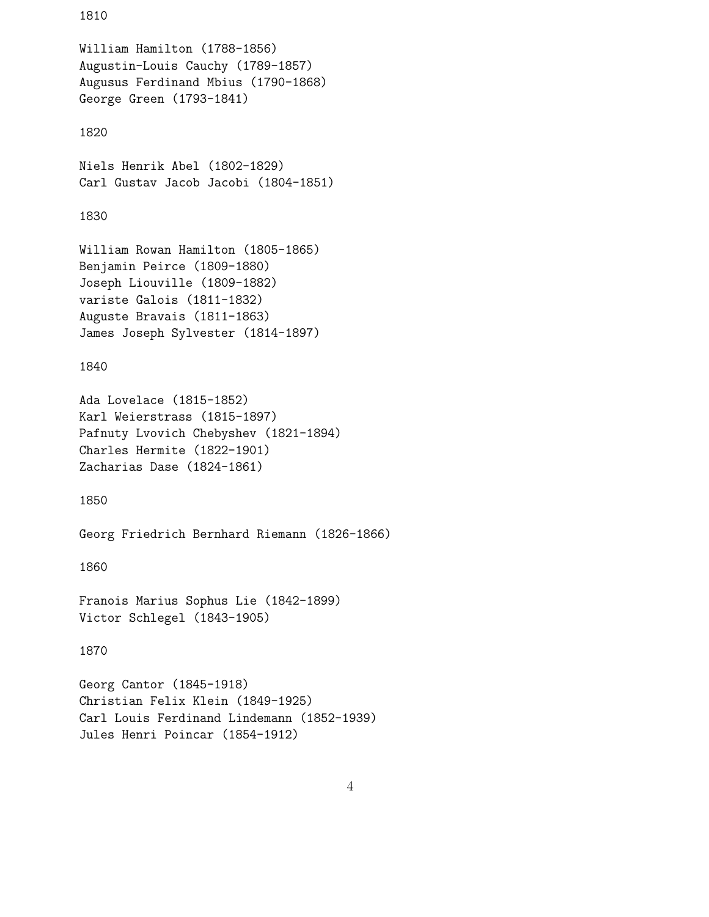1810

William Hamilton (1788-1856)
Augustin-Louis Cauchy (1789-1857)
Augusus Ferdinand Mbius (1790-1868)
George Green (1793-1841)

1820

Niels Henrik Abel (1802-1829)
Carl Gustav Jacob Jacobi (1804-1851)

1830

William Rowan Hamilton (1805-1865)
Benjamin Peirce (1809-1880)
Joseph Liouville (1809-1882)
variste Galois (1811-1832)
Auguste Bravais (1811-1863)
James Joseph Sylvester (1814-1897)

1840

Ada Lovelace (1815-1852)
Karl Weierstrass (1815-1897)
Pafnuty Lvovich Chebyshev (1821-1894)
Charles Hermite (1822-1901)
Zacharias Dase (1824-1861)

1850

Georg Friedrich Bernhard Riemann (1826-1866)

1860

Franois Marius Sophus Lie (1842-1899)
Victor Schlegel (1843-1905)

1870

Georg Cantor (1845-1918)
Christian Felix Klein (1849-1925)
Carl Louis Ferdinand Lindemann (1852-1939)
Jules Henri Poincar (1854-1912)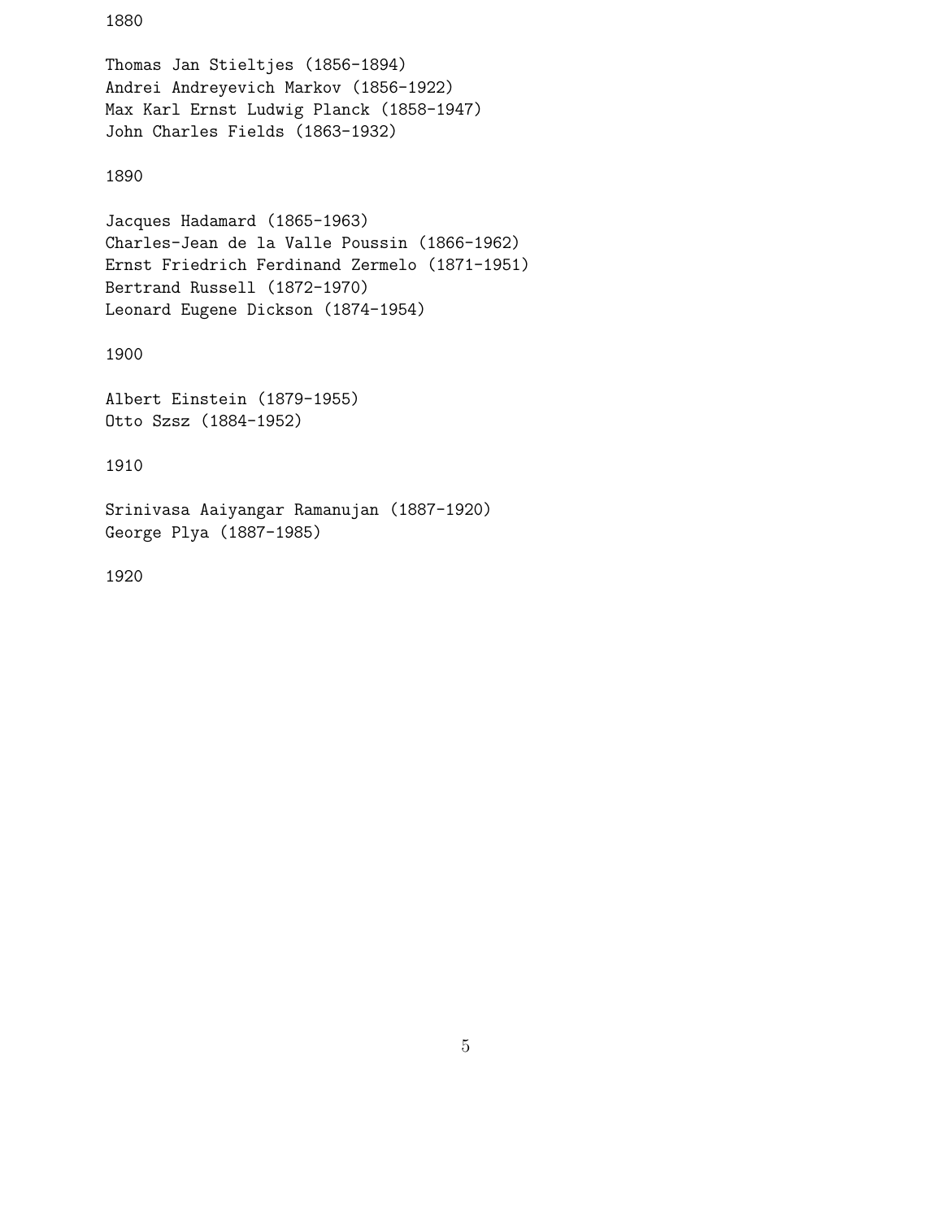1880

Thomas Jan Stieltjes (1856-1894)
Andrei Andreyevich Markov (1856-1922)
Max Karl Ernst Ludwig Planck (1858-1947)
John Charles Fields (1863-1932)

1890

Jacques Hadamard (1865-1963)
Charles-Jean de la Valle Poussin (1866-1962)
Ernst Friedrich Ferdinand Zermelo (1871-1951)
Bertrand Russell (1872-1970)
Leonard Eugene Dickson (1874-1954)

1900

Albert Einstein (1879-1955)
Otto Szsz (1884-1952)

1910

Srinivasa Aaiyangar Ramanujan (1887-1920)
George Plya (1887-1985)

1920